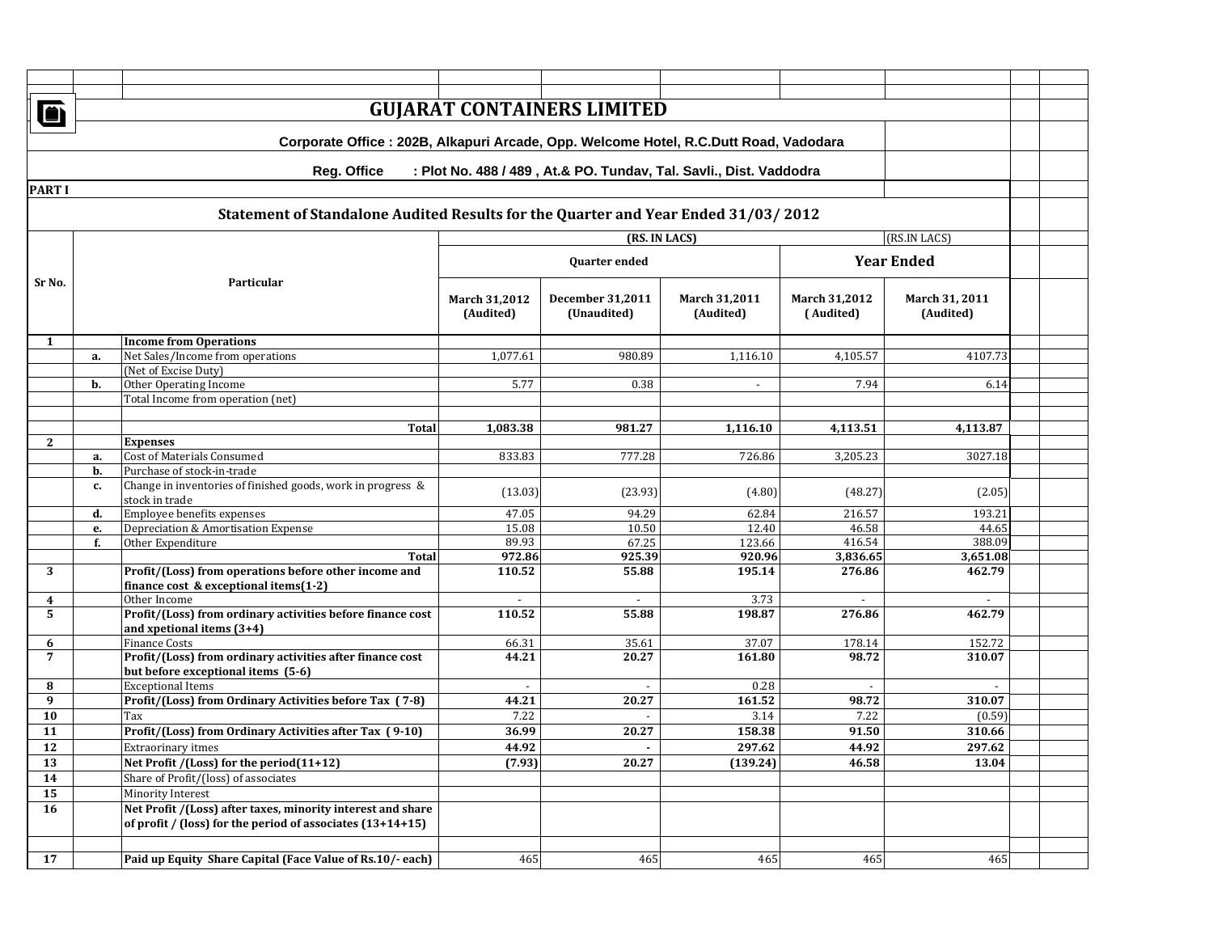# GUJARAT CONTAINERS LIMITED

**Corporate Office : 202B, Alkapuri Arcade, Opp. Welcome Hotel, R.C.Dutt Road, Vadodara**

**Reg. Office : Plot No. 488 / 489 , At.& PO. Tundav, Tal. Savli., Dist. Vaddodra**

**PART I**

## Statement of Standalone Audited Results for the Quarter and Year Ended 31/03/ 2012

| Sr No. | | Particular | (RS. IN LACS) Quarter ended | | | Year Ended (RS.IN LACS) | |
|---|---|---|---|---|---|---|---|
| | | | March 31,2012 (Audited) | December 31,2011 (Unaudited) | March 31,2011 (Audited) | March 31,2012 ( Audited) | March 31, 2011 (Audited) |
| 1 | | **Income from Operations** | | | | | |
| | a. | Net Sales/Income from operations | 1,077.61 | 980.89 | 1,116.10 | 4,105.57 | 4107.73 |
| | | (Net of Excise Duty) | | | | | |
| | b. | Other Operating Income | 5.77 | 0.38 | - | 7.94 | 6.14 |
| | | Total Income from operation (net) | | | | | |
| | | **Total** | **1,083.38** | **981.27** | **1,116.10** | **4,113.51** | **4,113.87** |
| 2 | | **Expenses** | | | | | |
| | a. | Cost of Materials Consumed | 833.83 | 777.28 | 726.86 | 3,205.23 | 3027.18 |
| | b. | Purchase of stock-in-trade | | | | | |
| | c. | Change in inventories of finished goods, work in progress & stock in trade | (13.03) | (23.93) | (4.80) | (48.27) | (2.05) |
| | d. | Employee benefits expenses | 47.05 | 94.29 | 62.84 | 216.57 | 193.21 |
| | e. | Depreciation & Amortisation Expense | 15.08 | 10.50 | 12.40 | 46.58 | 44.65 |
| | f. | Other Expenditure | 89.93 | 67.25 | 123.66 | 416.54 | 388.09 |
| | | **Total** | **972.86** | **925.39** | **920.96** | **3,836.65** | **3,651.08** |
| 3 | | **Profit/(Loss) from operations before other income and finance cost & exceptional items(1-2)** | **110.52** | **55.88** | **195.14** | **276.86** | **462.79** |
| 4 | | Other Income | - | - | 3.73 | - | - |
| 5 | | **Profit/(Loss) from ordinary activities before finance cost and xpetional items (3+4)** | **110.52** | **55.88** | **198.87** | **276.86** | **462.79** |
| 6 | | Finance Costs | 66.31 | 35.61 | 37.07 | 178.14 | 152.72 |
| 7 | | **Profit/(Loss) from ordinary activities after finance cost but before exceptional items (5-6)** | **44.21** | **20.27** | **161.80** | **98.72** | **310.07** |
| 8 | | Exceptional Items | - | - | 0.28 | - | - |
| 9 | | **Profit/(Loss) from Ordinary Activities before Tax ( 7-8)** | **44.21** | **20.27** | **161.52** | **98.72** | **310.07** |
| 10 | | Tax | 7.22 | - | 3.14 | 7.22 | (0.59) |
| 11 | | **Profit/(Loss) from Ordinary Activities after Tax ( 9-10)** | **36.99** | **20.27** | **158.38** | **91.50** | **310.66** |
| 12 | | Extraorinary itmes | **44.92** | **-** | **297.62** | **44.92** | **297.62** |
| 13 | | **Net Profit /(Loss) for the period(11+12)** | **(7.93)** | **20.27** | **(139.24)** | **46.58** | **13.04** |
| 14 | | Share of Profit/(loss) of associates | | | | | |
| 15 | | Minority Interest | | | | | |
| 16 | | **Net Profit /(Loss) after taxes, minority interest and share of profit / (loss) for the period of associates (13+14+15)** | | | | | |
| 17 | | **Paid up Equity Share Capital (Face Value of Rs.10/- each)** | 465 | 465 | 465 | 465 | 465 |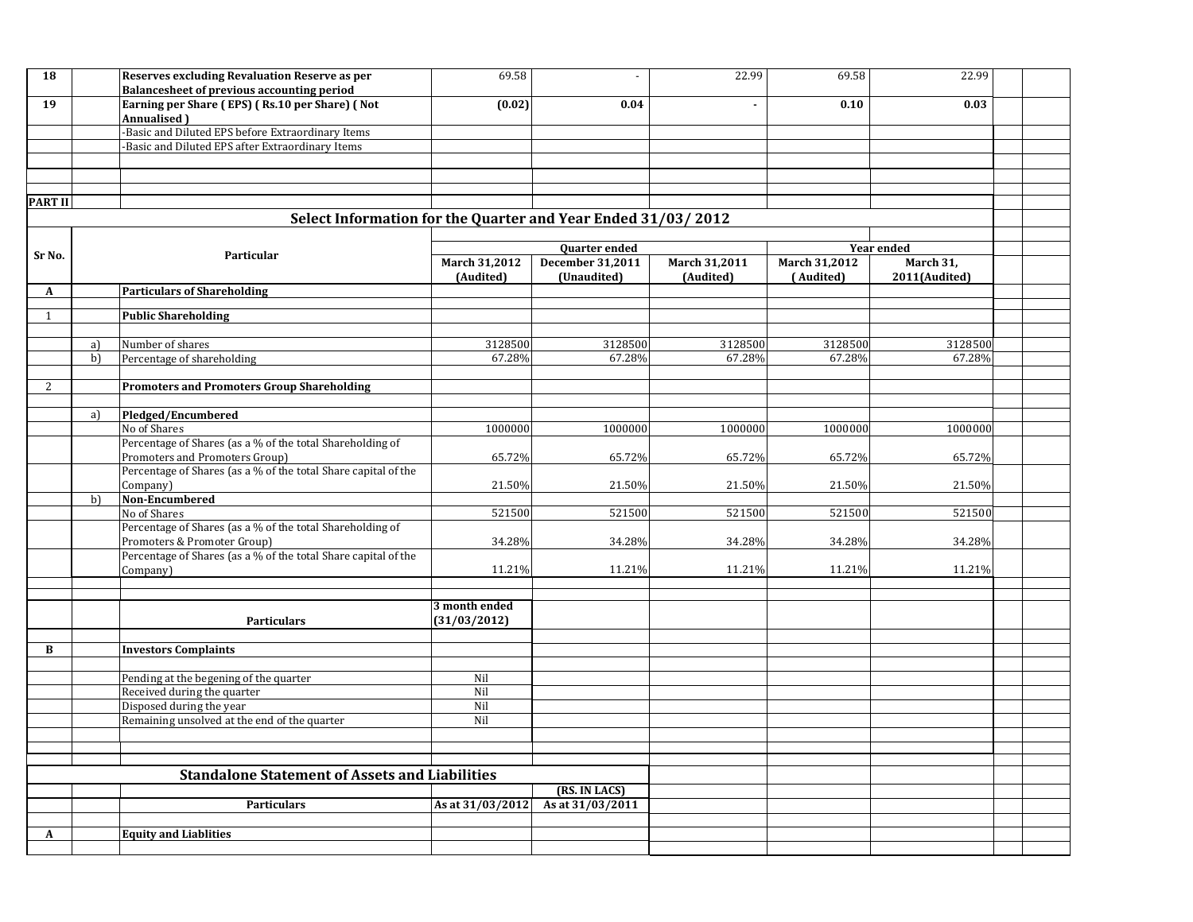| | | | | | | | |
|---|---|---|---|---|---|---|---|
| 18 | | Reserves excluding Revaluation Reserve as per Balancesheet of previous accounting period | 69.58 | - | 22.99 | 69.58 | 22.99 |
| 19 | | Earning per Share ( EPS) ( Rs.10 per Share) ( Not Annualised ) | (0.02) | 0.04 | - | 0.10 | 0.03 |
| | | -Basic and Diluted EPS before Extraordinary Items | | | | | |
| | | -Basic and Diluted EPS after Extraordinary Items | | | | | |

**PART II**

## Select Information for the Quarter and Year Ended 31/03/ 2012

| Sr No. | | Particular | Quarter ended | | | Year ended | |
|---|---|---|---|---|---|---|---|
| | | | March 31,2012 (Audited) | December 31,2011 (Unaudited) | March 31,2011 (Audited) | March 31,2012 ( Audited) | March 31, 2011(Audited) |
| A | | **Particulars of Shareholding** | | | | | |
| 1 | | **Public Shareholding** | | | | | |
| | a) | Number of shares | 3128500 | 3128500 | 3128500 | 3128500 | 3128500 |
| | b) | Percentage of shareholding | 67.28% | 67.28% | 67.28% | 67.28% | 67.28% |
| 2 | | **Promoters and Promoters Group Shareholding** | | | | | |
| | a) | **Pledged/Encumbered** | | | | | |
| | | No of Shares | 1000000 | 1000000 | 1000000 | 1000000 | 1000000 |
| | | Percentage of Shares (as a % of the total Shareholding of Promoters and Promoters Group) | 65.72% | 65.72% | 65.72% | 65.72% | 65.72% |
| | | Percentage of Shares (as a % of the total Share capital of the Company) | 21.50% | 21.50% | 21.50% | 21.50% | 21.50% |
| | b) | **Non-Encumbered** | | | | | |
| | | No of Shares | 521500 | 521500 | 521500 | 521500 | 521500 |
| | | Percentage of Shares (as a % of the total Shareholding of Promoters & Promoter Group) | 34.28% | 34.28% | 34.28% | 34.28% | 34.28% |
| | | Percentage of Shares (as a % of the total Share capital of the Company) | 11.21% | 11.21% | 11.21% | 11.21% | 11.21% |

| | | Particulars | 3 month ended (31/03/2012) |
|---|---|---|---|
| B | | **Investors Complaints** | |
| | | Pending at the begening of the quarter | Nil |
| | | Received during the quarter | Nil |
| | | Disposed during the year | Nil |
| | | Remaining unsolved at the end of the quarter | Nil |

## Standalone Statement of Assets and Liabilities

| | | Particulars | As at 31/03/2012 | (RS. IN LACS) As at 31/03/2011 |
|---|---|---|---|---|
| A | | **Equity and Liablities** | | |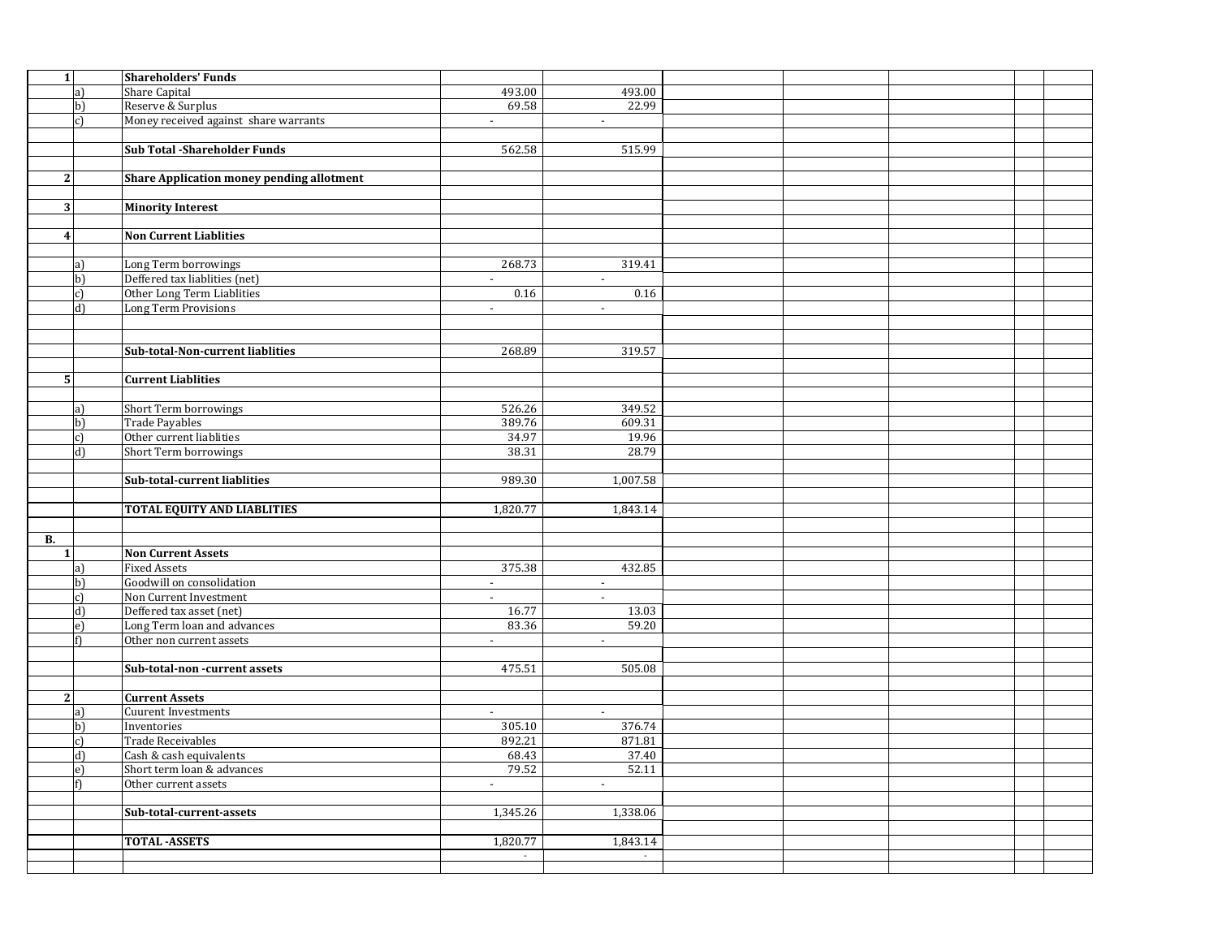| | | | | |
|---|---|---|---|---|
| 1 | | **Shareholders' Funds** | | |
| | a) | Share Capital | 493.00 | 493.00 |
| | b) | Reserve & Surplus | 69.58 | 22.99 |
| | c) | Money received against share warrants | - | - |
| | | | | |
| | | **Sub Total -Shareholder Funds** | 562.58 | 515.99 |
| | | | | |
| 2 | | **Share Application money pending allotment** | | |
| | | | | |
| 3 | | **Minority Interest** | | |
| | | | | |
| 4 | | **Non Current Liablities** | | |
| | | | | |
| | a) | Long Term borrowings | 268.73 | 319.41 |
| | b) | Deffered tax liablities (net) | - | - |
| | c) | Other Long Term Liablities | 0.16 | 0.16 |
| | d) | Long Term Provisions | - | - |
| | | | | |
| | | | | |
| | | **Sub-total-Non-current liablities** | 268.89 | 319.57 |
| | | | | |
| 5 | | **Current Liablities** | | |
| | | | | |
| | a) | Short Term borrowings | 526.26 | 349.52 |
| | b) | Trade Payables | 389.76 | 609.31 |
| | c) | Other current liablities | 34.97 | 19.96 |
| | d) | Short Term borrowings | 38.31 | 28.79 |
| | | | | |
| | | **Sub-total-current liablities** | 989.30 | 1,007.58 |
| | | | | |
| | | **TOTAL EQUITY AND LIABLITIES** | 1,820.77 | 1,843.14 |
| | | | | |
| **B.** | | | | |
| 1 | | **Non Current Assets** | | |
| | a) | Fixed Assets | 375.38 | 432.85 |
| | b) | Goodwill on consolidation | - | - |
| | c) | Non Current Investment | - | - |
| | d) | Deffered tax asset (net) | 16.77 | 13.03 |
| | e) | Long Term loan and advances | 83.36 | 59.20 |
| | f) | Other non current assets | - | - |
| | | | | |
| | | **Sub-total-non -current assets** | 475.51 | 505.08 |
| | | | | |
| 2 | | **Current Assets** | | |
| | a) | Cuurent Investments | - | - |
| | b) | Inventories | 305.10 | 376.74 |
| | c) | Trade Receivables | 892.21 | 871.81 |
| | d) | Cash & cash equivalents | 68.43 | 37.40 |
| | e) | Short term loan & advances | 79.52 | 52.11 |
| | f) | Other current assets | - | - |
| | | | | |
| | | **Sub-total-current-assets** | 1,345.26 | 1,338.06 |
| | | | | |
| | | **TOTAL -ASSETS** | 1,820.77 | 1,843.14 |
| | | | - | - |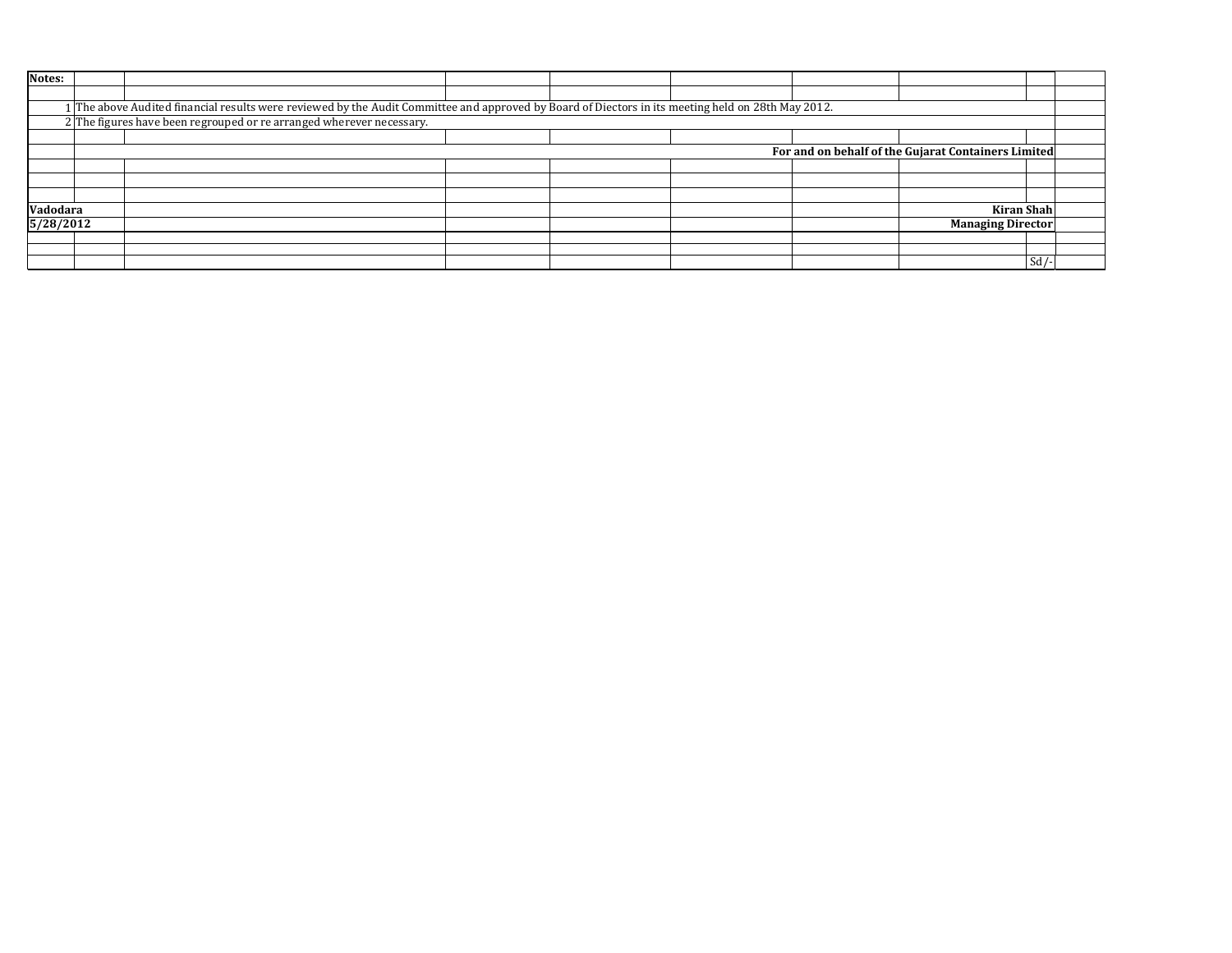**Notes:**

1 The above Audited financial results were reviewed by the Audit Committee and approved by Board of Diectors in its meeting held on 28th May 2012.

2 The figures have been regrouped or re arranged wherever necessary.

**For and on behalf of the Gujarat Containers Limited**

**Vadodara**
**5/28/2012**

**Kiran Shah**
**Managing Director**

Sd/-